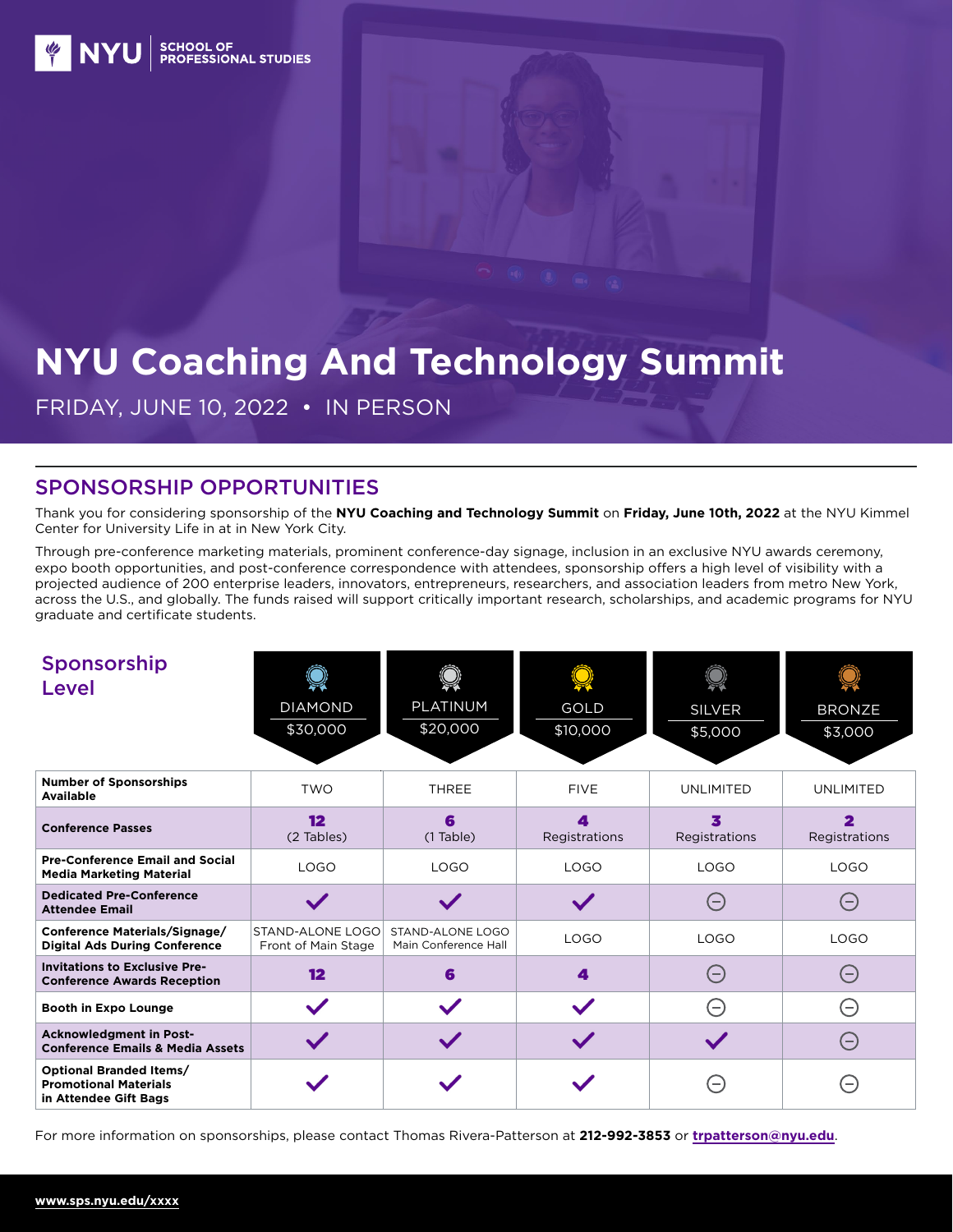NYU SCHOOL OF PROFESSIONAL STUDIES

# NYU Coaching And Technology Summit

FRIDAY, JUNE 10, 2022 • IN PERSON

## SPONSORSHIP OPPORTUNITIES

Thank you for considering sponsorship of the **NYU Coaching and Technology Summit** on **Friday, June 10th, 2022** at the NYU Kimmel Center for University Life in at in New York City.

Through pre-conference marketing materials, prominent conference-day signage, inclusion in an exclusive NYU awards ceremony, expo booth opportunities, and post-conference correspondence with attendees, sponsorship offers a high level of visibility with a projected audience of 200 enterprise leaders, innovators, entrepreneurs, researchers, and association leaders from metro New York, across the U.S., and globally. The funds raised will support critically important research, scholarships, and academic programs for NYU graduate and certificate students.

| Sponsorship Level | DIAMOND $30,000 | PLATINUM $20,000 | GOLD $10,000 | SILVER $5,000 | BRONZE $3,000 |
|---|---|---|---|---|---|
| **Number of Sponsorships Available** | TWO | THREE | FIVE | UNLIMITED | UNLIMITED |
| **Conference Passes** | **12** (2 Tables) | **6** (1 Table) | **4** Registrations | **3** Registrations | **2** Registrations |
| **Pre-Conference Email and Social Media Marketing Material** | LOGO | LOGO | LOGO | LOGO | LOGO |
| **Dedicated Pre-Conference Attendee Email** | ✓ | ✓ | ✓ | ⊖ | ⊖ |
| **Conference Materials/Signage/ Digital Ads During Conference** | STAND-ALONE LOGO Front of Main Stage | STAND-ALONE LOGO Main Conference Hall | LOGO | LOGO | LOGO |
| **Invitations to Exclusive Pre-Conference Awards Reception** | **12** | **6** | **4** | ⊖ | ⊖ |
| **Booth in Expo Lounge** | ✓ | ✓ | ✓ | ⊖ | ⊖ |
| **Acknowledgment in Post-Conference Emails & Media Assets** | ✓ | ✓ | ✓ | ✓ | ⊖ |
| **Optional Branded Items/ Promotional Materials in Attendee Gift Bags** | ✓ | ✓ | ✓ | ⊖ | ⊖ |

For more information on sponsorships, please contact Thomas Rivera-Patterson at **212-992-3853** or **trpatterson@nyu.edu**.

**www.sps.nyu.edu/xxxx**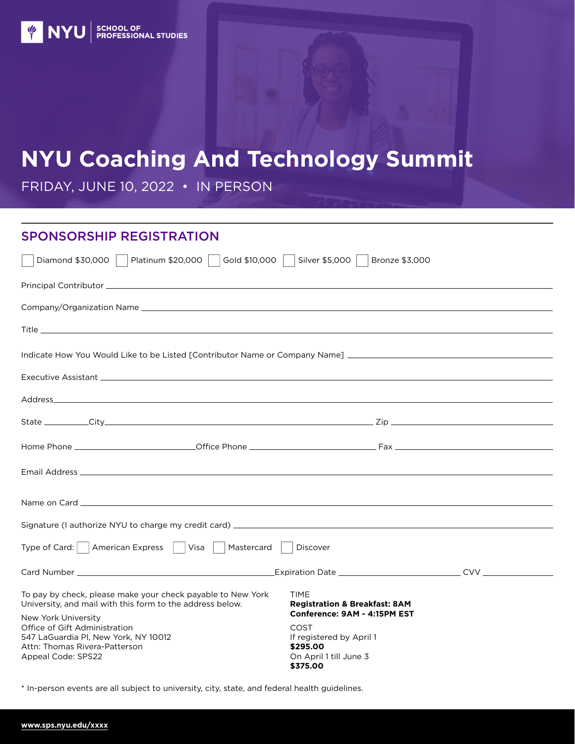NYU | SCHOOL OF PROFESSIONAL STUDIES

# NYU Coaching And Technology Summit

FRIDAY, JUNE 10, 2022 • IN PERSON

## SPONSORSHIP REGISTRATION

☐ Diamond $30,000 ☐ Platinum $20,000 ☐ Gold $10,000 ☐ Silver $5,000 ☐ Bronze $3,000

Principal Contributor ____________________

Company/Organization Name ____________________

Title ____________________

Indicate How You Would Like to be Listed [Contributor Name or Company Name] ____________________

Executive Assistant ____________________

Address ____________________

State __________ City ____________________ Zip ____________________

Home Phone ____________________ Office Phone ____________________ Fax ____________________

Email Address ____________________

Name on Card ____________________

Signature (I authorize NYU to charge my credit card) ____________________

Type of Card: ☐ American Express ☐ Visa ☐ Mastercard ☐ Discover

Card Number ____________________ Expiration Date ____________________ CVV __________

To pay by check, please make your check payable to New York University, and mail with this form to the address below.

New York University
Office of Gift Administration
547 LaGuardia Pl, New York, NY 10012
Attn: Thomas Rivera-Patterson
Appeal Code: SPS22

TIME
**Registration & Breakfast: 8AM**
**Conference: 9AM - 4:15PM EST**

COST
If registered by April 1
**$295.00**
On April 1 till June 3
**$375.00**

* In-person events are all subject to university, city, state, and federal health guidelines.

**www.sps.nyu.edu/xxxx**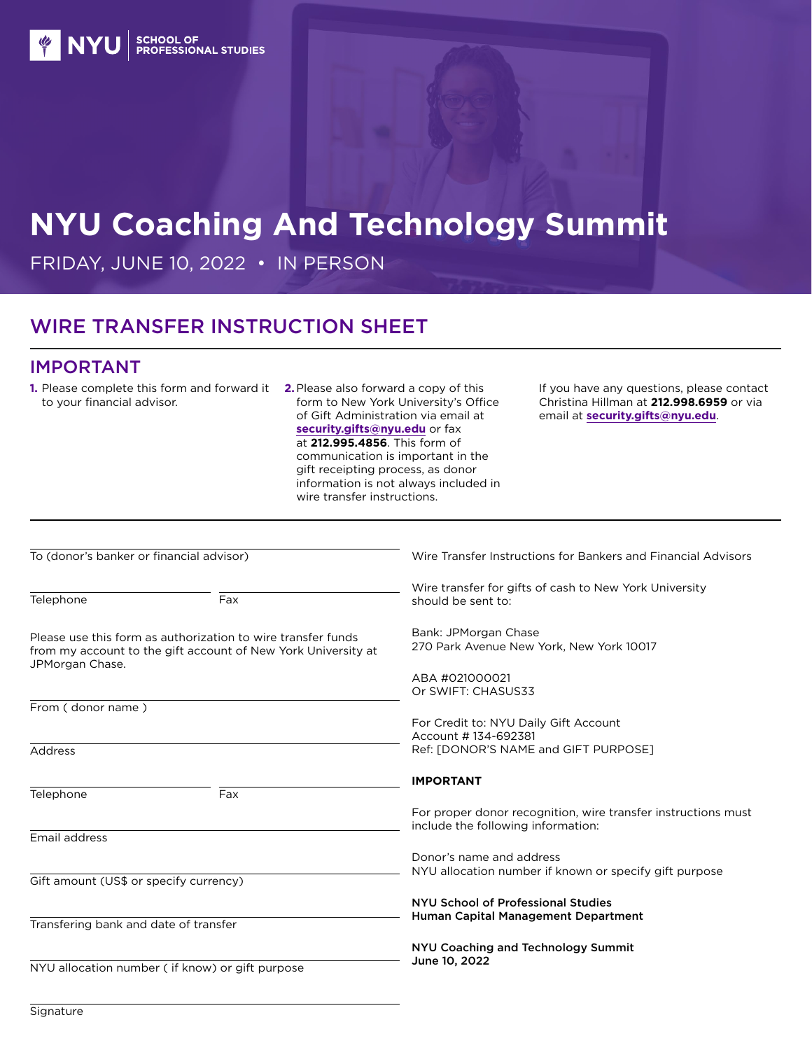NYU | SCHOOL OF PROFESSIONAL STUDIES

# NYU Coaching And Technology Summit

FRIDAY, JUNE 10, 2022 • IN PERSON

## WIRE TRANSFER INSTRUCTION SHEET

## IMPORTANT

1. Please complete this form and forward it to your financial advisor.
2. Please also forward a copy of this form to New York University's Office of Gift Administration via email at **security.gifts@nyu.edu** or fax at **212.995.4856**. This form of communication is important in the gift receipting process, as donor information is not always included in wire transfer instructions.

If you have any questions, please contact Christina Hillman at **212.998.6959** or via email at **security.gifts@nyu.edu**.

To (donor's banker or financial advisor)

Telephone

Fax

Please use this form as authorization to wire transfer funds from my account to the gift account of New York University at JPMorgan Chase.

From ( donor name )

Address

Telephone

Fax

Email address

Gift amount (US$ or specify currency)

Transfering bank and date of transfer

NYU allocation number ( if know) or gift purpose

Signature

Wire Transfer Instructions for Bankers and Financial Advisors

Wire transfer for gifts of cash to New York University should be sent to:

Bank: JPMorgan Chase
270 Park Avenue New York, New York 10017

ABA #021000021
Or SWIFT: CHASUS33

For Credit to: NYU Daily Gift Account
Account # 134-692381
Ref: [DONOR'S NAME and GIFT PURPOSE]

**IMPORTANT**

For proper donor recognition, wire transfer instructions must include the following information:

Donor's name and address
NYU allocation number if known or specify gift purpose

**NYU School of Professional Studies**
**Human Capital Management Department**

**NYU Coaching and Technology Summit**
**June 10, 2022**